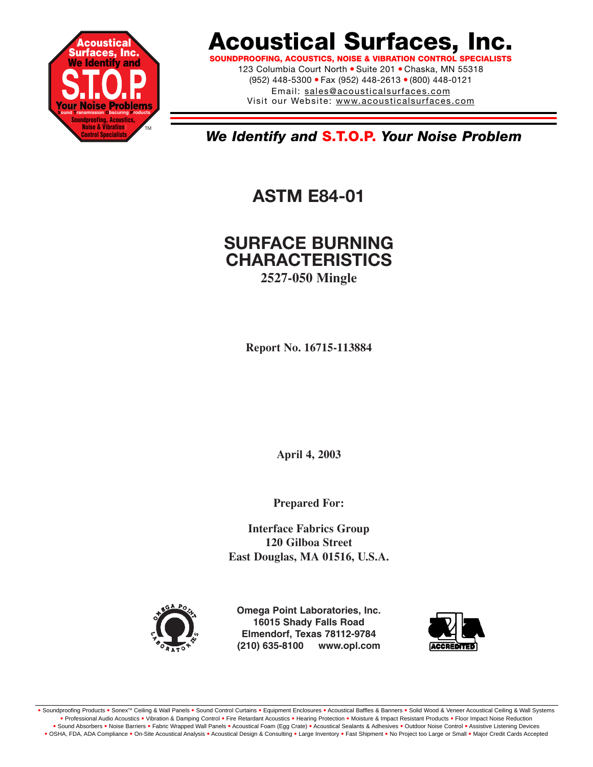# Acoustical Surfaces, Inc.

**SOUNDPROOFING, ACOUSTICS, NOISE & VIBRATION CONTROL SPECIALISTS**

123 Columbia Court North • Suite 201 • Chaska, MN 55318
(952) 448-5300 • Fax (952) 448-2613 • (800) 448-0121
Email: sales@acousticalsurfaces.com
Visit our Website: www.acousticalsurfaces.com

***We Identify and S.T.O.P. Your Noise Problem***

## ASTM E84-01

## SURFACE BURNING CHARACTERISTICS

**2527-050 Mingle**

**Report No. 16715-113884**

**April 4, 2003**

**Prepared For:**

**Interface Fabrics Group**
**120 Gilboa Street**
**East Douglas, MA 01516, U.S.A.**

**Omega Point Laboratories, Inc.**
**16015 Shady Falls Road**
**Elmendorf, Texas 78112-9784**
**(210) 635-8100 www.opl.com**

• Soundproofing Products • Sonex™ Ceiling & Wall Panels • Sound Control Curtains • Equipment Enclosures • Acoustical Baffles & Banners • Solid Wood & Veneer Acoustical Ceiling & Wall Systems • Professional Audio Acoustics • Vibration & Damping Control • Fire Retardant Acoustics • Hearing Protection • Moisture & Impact Resistant Products • Floor Impact Noise Reduction • Sound Absorbers • Noise Barriers • Fabric Wrapped Wall Panels • Acoustical Foam (Egg Crate) • Acoustical Sealants & Adhesives • Outdoor Noise Control • Assistive Listening Devices • OSHA, FDA, ADA Compliance • On-Site Acoustical Analysis • Acoustical Design & Consulting • Large Inventory • Fast Shipment • No Project too Large or Small • Major Credit Cards Accepted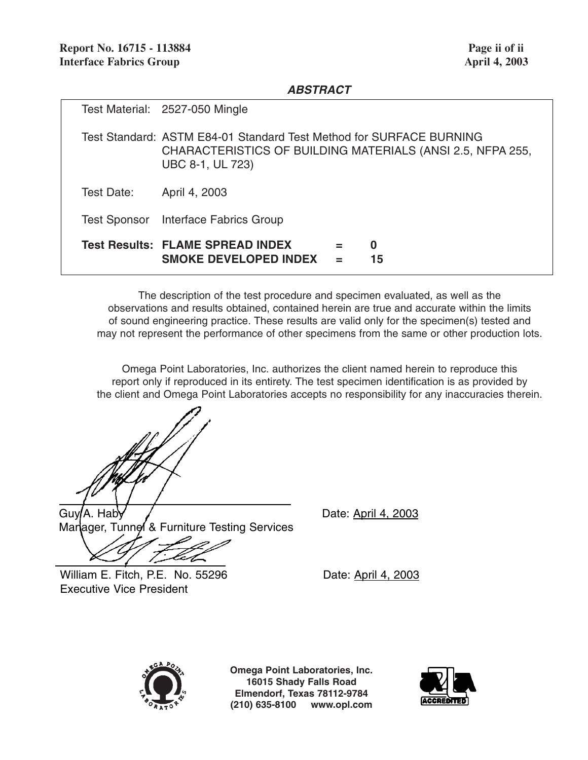## ABSTRACT

| | |
|---|---|
| Test Material: | 2527-050 Mingle |
| Test Standard: | ASTM E84-01 Standard Test Method for SURFACE BURNING CHARACTERISTICS OF BUILDING MATERIALS (ANSI 2.5, NFPA 255, UBC 8-1, UL 723) |
| Test Date: | April 4, 2003 |
| Test Sponsor | Interface Fabrics Group |
| **Test Results:** | **FLAME SPREAD INDEX = 0** <br> **SMOKE DEVELOPED INDEX = 15** |

The description of the test procedure and specimen evaluated, as well as the observations and results obtained, contained herein are true and accurate within the limits of sound engineering practice. These results are valid only for the specimen(s) tested and may not represent the performance of other specimens from the same or other production lots.

Omega Point Laboratories, Inc. authorizes the client named herein to reproduce this report only if reproduced in its entirety. The test specimen identification is as provided by the client and Omega Point Laboratories accepts no responsibility for any inaccuracies therein.

Guy A. Haby
Manager, Tunnel & Furniture Testing Services

Date: April 4, 2003

William E. Fitch, P.E. No. 55296
Executive Vice President

Date: April 4, 2003

**Omega Point Laboratories, Inc.**
**16015 Shady Falls Road**
**Elmendorf, Texas 78112-9784**
**(210) 635-8100 www.opl.com**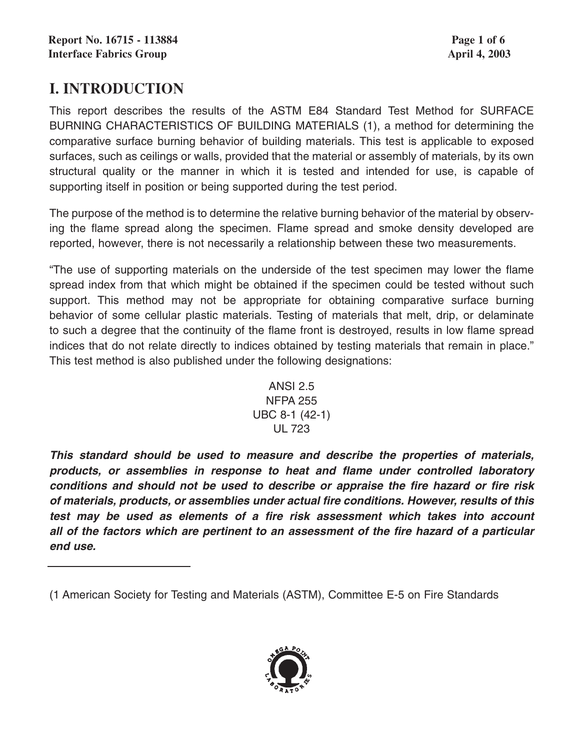# I. INTRODUCTION

This report describes the results of the ASTM E84 Standard Test Method for SURFACE BURNING CHARACTERISTICS OF BUILDING MATERIALS (1), a method for determining the comparative surface burning behavior of building materials. This test is applicable to exposed surfaces, such as ceilings or walls, provided that the material or assembly of materials, by its own structural quality or the manner in which it is tested and intended for use, is capable of supporting itself in position or being supported during the test period.

The purpose of the method is to determine the relative burning behavior of the material by observing the flame spread along the specimen. Flame spread and smoke density developed are reported, however, there is not necessarily a relationship between these two measurements.

"The use of supporting materials on the underside of the test specimen may lower the flame spread index from that which might be obtained if the specimen could be tested without such support. This method may not be appropriate for obtaining comparative surface burning behavior of some cellular plastic materials. Testing of materials that melt, drip, or delaminate to such a degree that the continuity of the flame front is destroyed, results in low flame spread indices that do not relate directly to indices obtained by testing materials that remain in place." This test method is also published under the following designations:

ANSI 2.5
NFPA 255
UBC 8-1 (42-1)
UL 723

***This standard should be used to measure and describe the properties of materials, products, or assemblies in response to heat and flame under controlled laboratory conditions and should not be used to describe or appraise the fire hazard or fire risk of materials, products, or assemblies under actual fire conditions. However, results of this test may be used as elements of a fire risk assessment which takes into account all of the factors which are pertinent to an assessment of the fire hazard of a particular end use.***

---

(1 American Society for Testing and Materials (ASTM), Committee E-5 on Fire Standards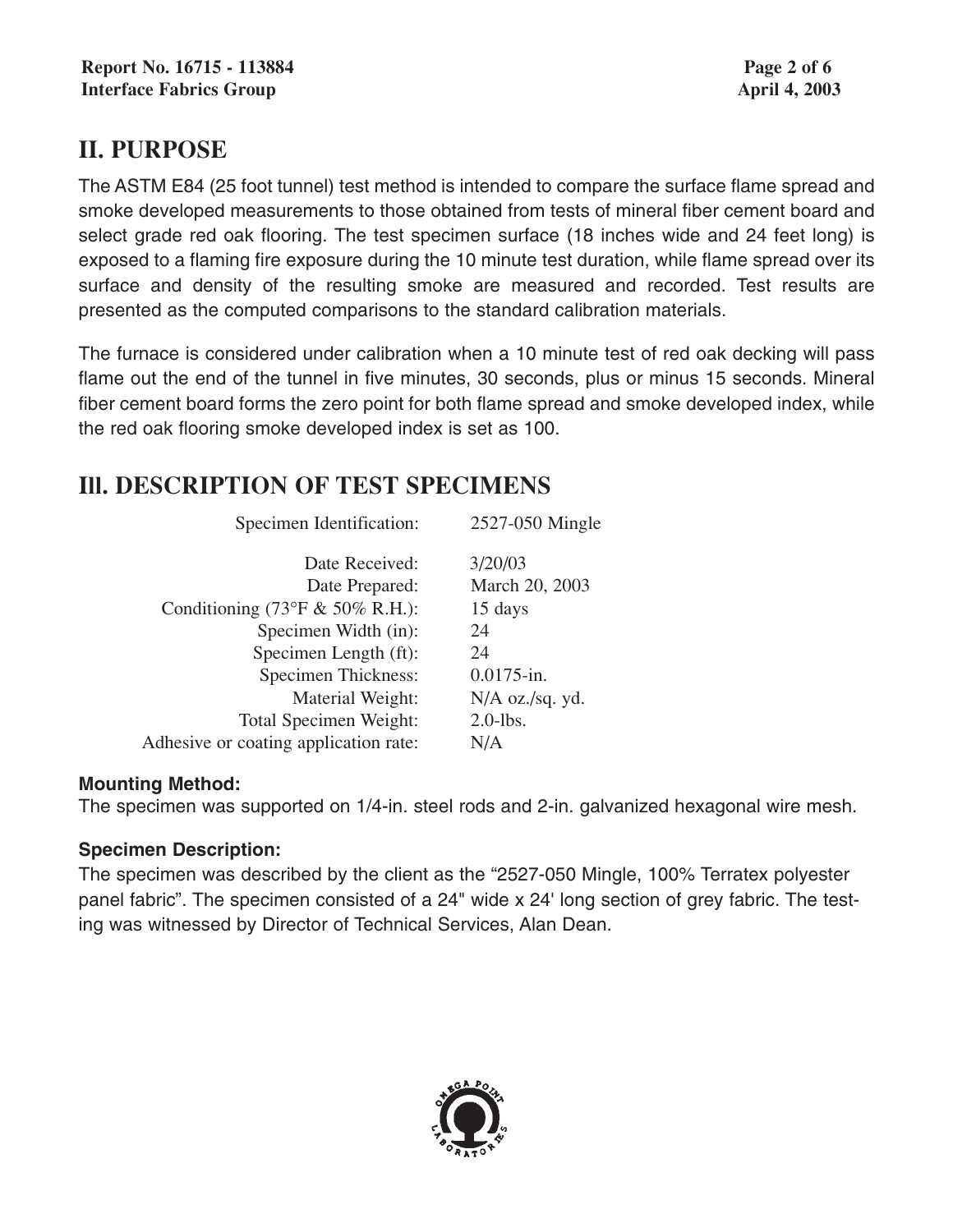## II. PURPOSE

The ASTM E84 (25 foot tunnel) test method is intended to compare the surface flame spread and smoke developed measurements to those obtained from tests of mineral fiber cement board and select grade red oak flooring. The test specimen surface (18 inches wide and 24 feet long) is exposed to a flaming fire exposure during the 10 minute test duration, while flame spread over its surface and density of the resulting smoke are measured and recorded. Test results are presented as the computed comparisons to the standard calibration materials.

The furnace is considered under calibration when a 10 minute test of red oak decking will pass flame out the end of the tunnel in five minutes, 30 seconds, plus or minus 15 seconds. Mineral fiber cement board forms the zero point for both flame spread and smoke developed index, while the red oak flooring smoke developed index is set as 100.

## III. DESCRIPTION OF TEST SPECIMENS

| | |
|---|---|
| Specimen Identification: | 2527-050 Mingle |
| Date Received: | 3/20/03 |
| Date Prepared: | March 20, 2003 |
| Conditioning (73°F & 50% R.H.): | 15 days |
| Specimen Width (in): | 24 |
| Specimen Length (ft): | 24 |
| Specimen Thickness: | 0.0175-in. |
| Material Weight: | N/A oz./sq. yd. |
| Total Specimen Weight: | 2.0-lbs. |
| Adhesive or coating application rate: | N/A |

**Mounting Method:**

The specimen was supported on 1/4-in. steel rods and 2-in. galvanized hexagonal wire mesh.

**Specimen Description:**

The specimen was described by the client as the "2527-050 Mingle, 100% Terratex polyester panel fabric". The specimen consisted of a 24" wide x 24' long section of grey fabric. The testing was witnessed by Director of Technical Services, Alan Dean.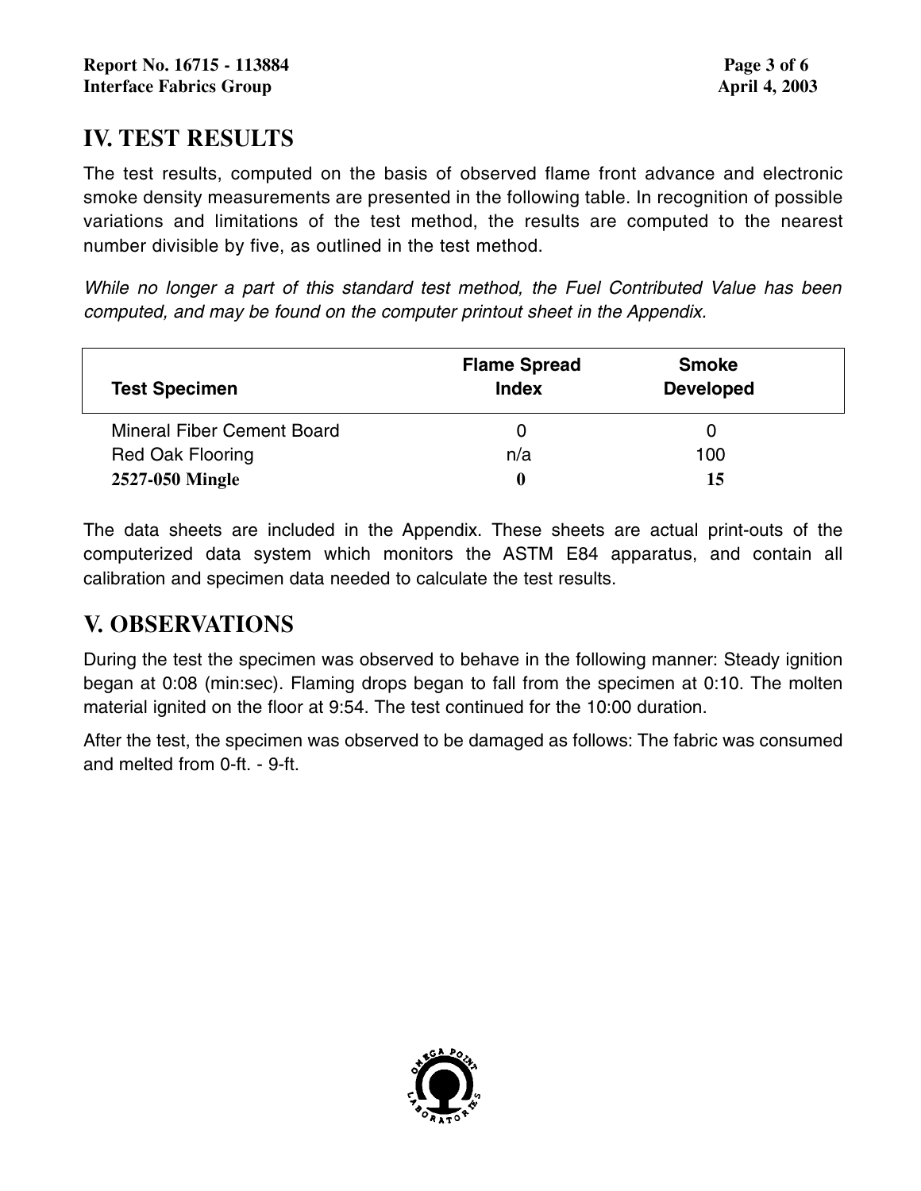## IV. TEST RESULTS

The test results, computed on the basis of observed flame front advance and electronic smoke density measurements are presented in the following table. In recognition of possible variations and limitations of the test method, the results are computed to the nearest number divisible by five, as outlined in the test method.

*While no longer a part of this standard test method, the Fuel Contributed Value has been computed, and may be found on the computer printout sheet in the Appendix.*

| Test Specimen | Flame Spread Index | Smoke Developed |
|---|---|---|
| Mineral Fiber Cement Board | 0 | 0 |
| Red Oak Flooring | n/a | 100 |
| **2527-050 Mingle** | **0** | **15** |

The data sheets are included in the Appendix. These sheets are actual print-outs of the computerized data system which monitors the ASTM E84 apparatus, and contain all calibration and specimen data needed to calculate the test results.

## V. OBSERVATIONS

During the test the specimen was observed to behave in the following manner: Steady ignition began at 0:08 (min:sec). Flaming drops began to fall from the specimen at 0:10. The molten material ignited on the floor at 9:54. The test continued for the 10:00 duration.

After the test, the specimen was observed to be damaged as follows: The fabric was consumed and melted from 0-ft. - 9-ft.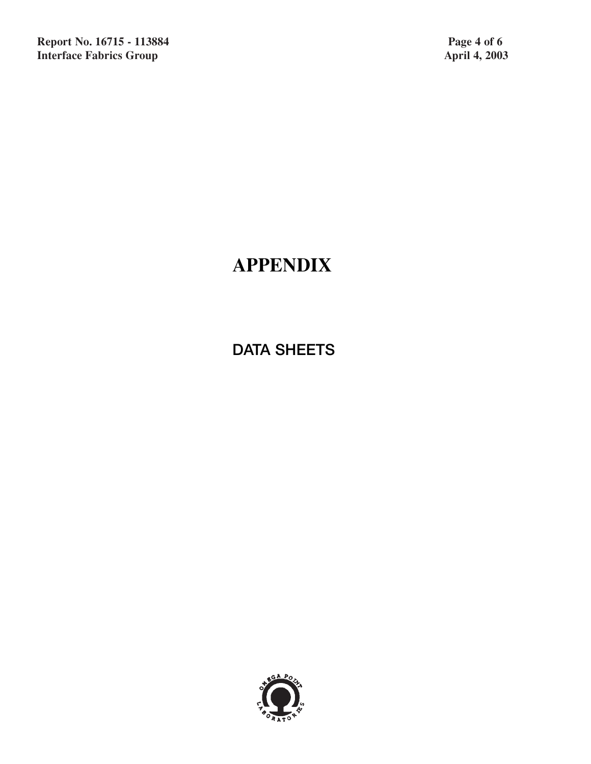# APPENDIX

## DATA SHEETS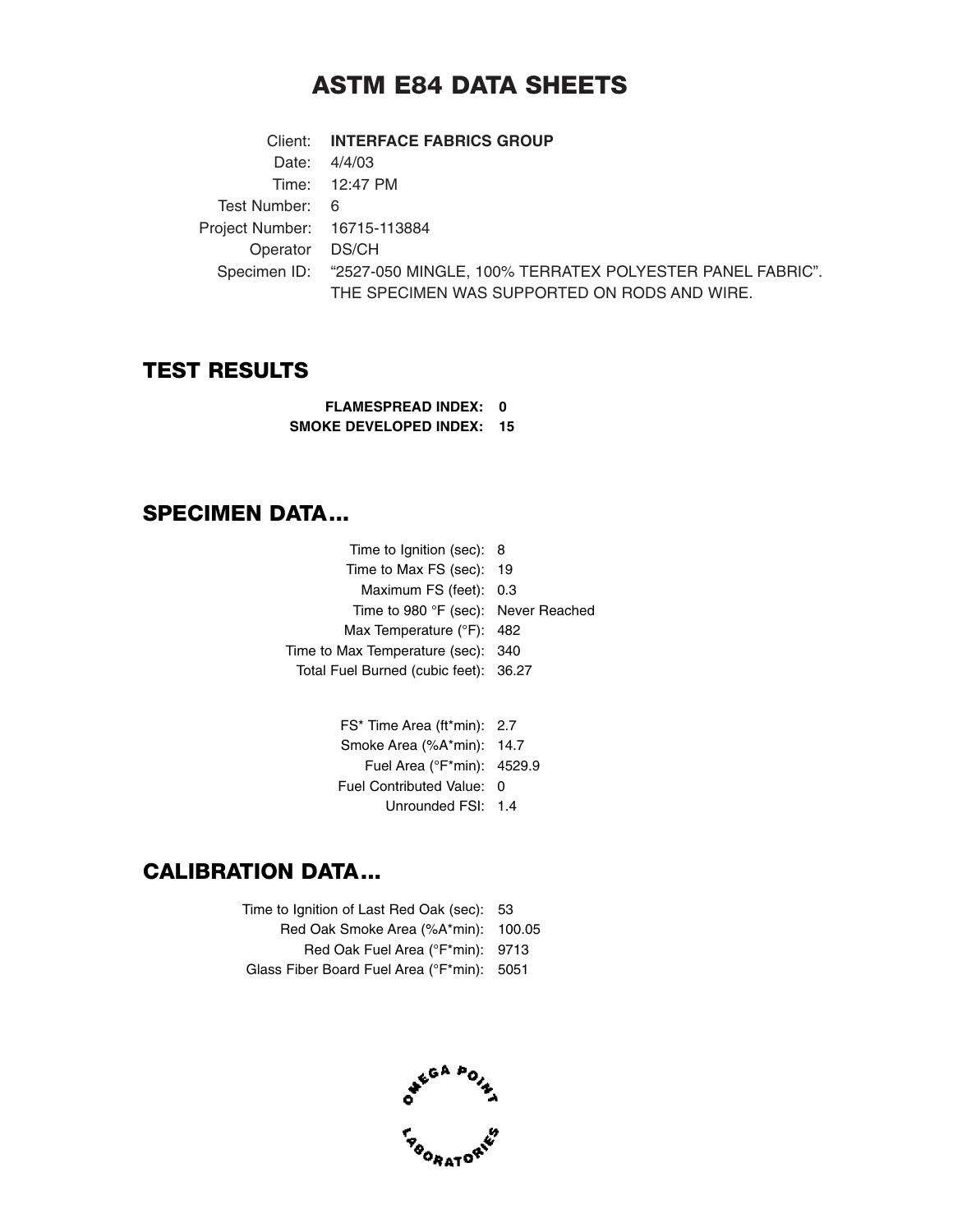# ASTM E84 DATA SHEETS

| | |
|---|---|
| Client: | **INTERFACE FABRICS GROUP** |
| Date: | 4/4/03 |
| Time: | 12:47 PM |
| Test Number: | 6 |
| Project Number: | 16715-113884 |
| Operator | DS/CH |
| Specimen ID: | "2527-050 MINGLE, 100% TERRATEX POLYESTER PANEL FABRIC". THE SPECIMEN WAS SUPPORTED ON RODS AND WIRE. |

## TEST RESULTS

**FLAMESPREAD INDEX: 0**
**SMOKE DEVELOPED INDEX: 15**

## SPECIMEN DATA...

| | |
|---|---|
| Time to Ignition (sec): | 8 |
| Time to Max FS (sec): | 19 |
| Maximum FS (feet): | 0.3 |
| Time to 980 °F (sec): | Never Reached |
| Max Temperature (°F): | 482 |
| Time to Max Temperature (sec): | 340 |
| Total Fuel Burned (cubic feet): | 36.27 |

| | |
|---|---|
| FS* Time Area (ft*min): | 2.7 |
| Smoke Area (%A*min): | 14.7 |
| Fuel Area (°F*min): | 4529.9 |
| Fuel Contributed Value: | 0 |
| Unrounded FSI: | 1.4 |

## CALIBRATION DATA...

| | |
|---|---|
| Time to Ignition of Last Red Oak (sec): | 53 |
| Red Oak Smoke Area (%A*min): | 100.05 |
| Red Oak Fuel Area (°F*min): | 9713 |
| Glass Fiber Board Fuel Area (°F*min): | 5051 |

OMEGA POINT LABORATORIES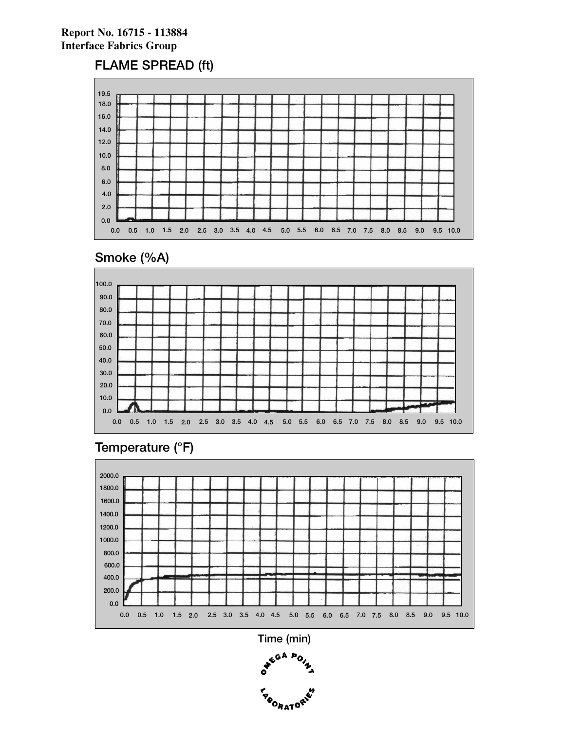**Report No. 16715 - 113884**
**Interface Fabrics Group**

## FLAME SPREAD (ft)

19.5
18.0
16.0
14.0
12.0
10.0
8.0
6.0
4.0
2.0
0.0

0.0 0.5 1.0 1.5 2.0 2.5 3.0 3.5 4.0 4.5 5.0 5.5 6.0 6.5 7.0 7.5 8.0 8.5 9.0 9.5 10.0

## Smoke (%A)

100.0
90.0
80.0
70.0
60.0
50.0
40.0
30.0
20.0
10.0
0.0

0.0 0.5 1.0 1.5 2.0 2.5 3.0 3.5 4.0 4.5 5.0 5.5 6.0 6.5 7.0 7.5 8.0 8.5 9.0 9.5 10.0

## Temperature (°F)

2000.0
1800.0
1600.0
1400.0
1200.0
1000.0
800.0
600.0
400.0
200.0
0.0

0.0 0.5 1.0 1.5 2.0 2.5 3.0 3.5 4.0 4.5 5.0 5.5 6.0 6.5 7.0 7.5 8.0 8.5 9.0 9.5 10.0

Time (min)

OMEGA POINT LABORATORIES